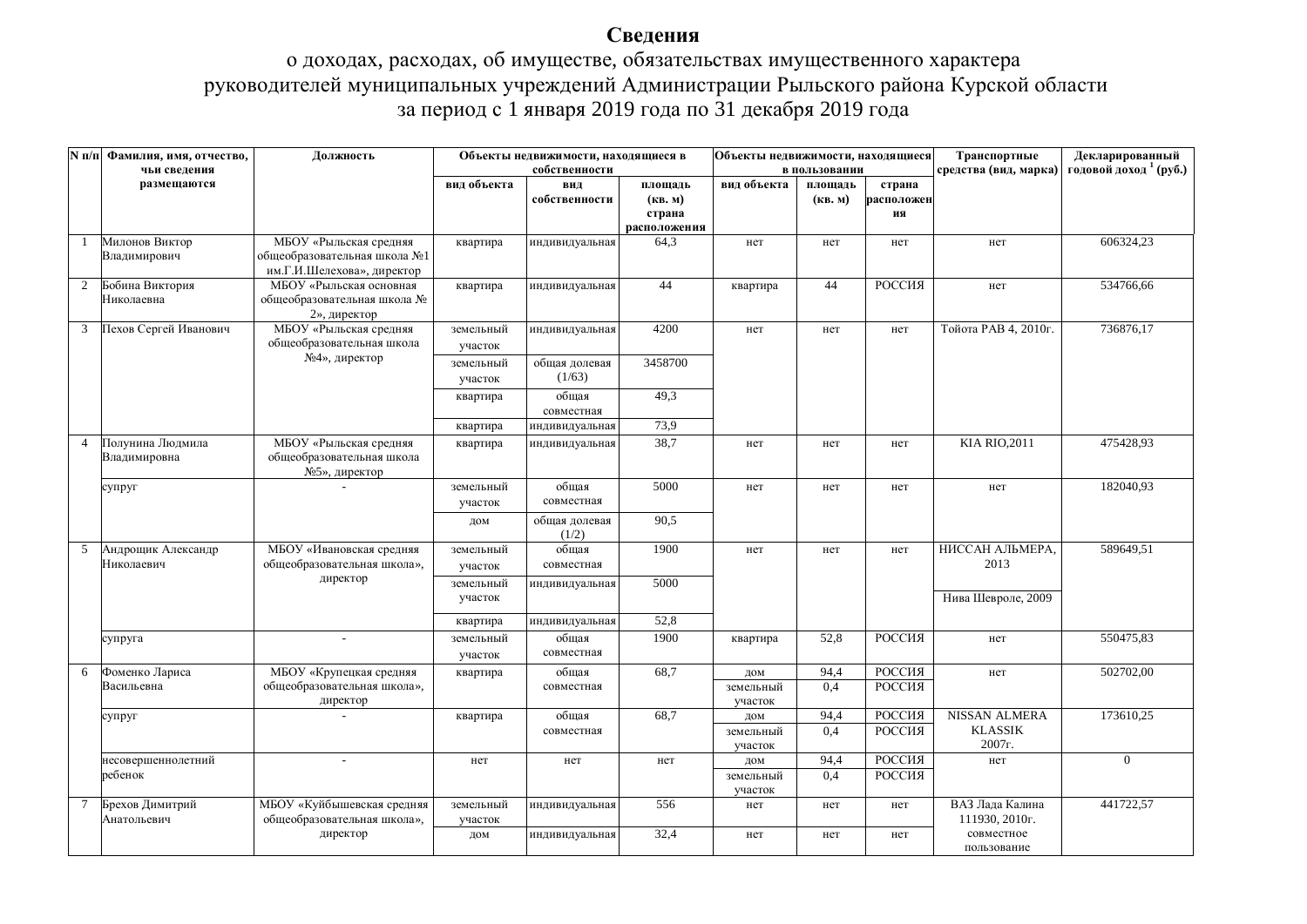# Сведения

о доходах, расходах, об имуществе, обязательствах имущественного характера
руководителей муниципальных учреждений Администрации Рыльского района Курской области
за период с 1 января 2019 года по 31 декабря 2019 года

| N п/п | Фамилия, имя, отчество, чьи сведения размещаются | Должность | Объекты недвижимости, находящиеся в собственности | | | Объекты недвижимости, находящиеся в пользовании | | | Транспортные средства (вид, марка) | Декларированный годовой доход [1] (руб.) |
|---|---|---|---|---|---|---|---|---|---|---|
| | | | вид объекта | вид собственности | площадь (кв. м) страна расположения | вид объекта | площадь (кв. м) | страна расположения | | |
| 1 | Милонов Виктор Владимирович | МБОУ «Рыльская средняя общеобразовательная школа №1 им.Г.И.Шелехова», директор | квартира | индивидуальная | 64,3 | нет | нет | нет | нет | 606324,23 |
| 2 | Бобина Виктория Николаевна | МБОУ «Рыльская основная общеобразовательная школа № 2», директор | квартира | индивидуальная | 44 | квартира | 44 | РОССИЯ | нет | 534766,66 |
| 3 | Пехов Сергей Иванович | МБОУ «Рыльская средняя общеобразовательная школа №4», директор | земельный участок | индивидуальная | 4200 | нет | нет | нет | Тойота РАВ 4, 2010г. | 736876,17 |
| | | | земельный участок | общая долевая (1/63) | 3458700 | | | | | |
| | | | квартира | общая совместная | 49,3 | | | | | |
| | | | квартира | индивидуальная | 73,9 | | | | | |
| 4 | Полунина Людмила Владимировна | МБОУ «Рыльская средняя общеобразовательная школа №5», директор | квартира | индивидуальная | 38,7 | нет | нет | нет | KIA RIO,2011 | 475428,93 |
| | супруг | - | земельный участок | общая совместная | 5000 | нет | нет | нет | нет | 182040,93 |
| | | | дом | общая долевая (1/2) | 90,5 | | | | | |
| 5 | Андрощик Александр Николаевич | МБОУ «Ивановская средняя общеобразовательная школа», директор | земельный участок | общая совместная | 1900 | нет | нет | нет | НИССАН АЛЬМЕРА, 2013 | 589649,51 |
| | | | земельный участок | индивидуальная | 5000 | | | | Нива Шевроле, 2009 | |
| | | | квартира | индивидуальная | 52,8 | | | | | |
| | супруга | - | земельный участок | общая совместная | 1900 | квартира | 52,8 | РОССИЯ | нет | 550475,83 |
| 6 | Фоменко Лариса Васильевна | МБОУ «Крупецкая средняя общеобразовательная школа», директор | квартира | общая совместная | 68,7 | дом | 94,4 | РОССИЯ | нет | 502702,00 |
| | | | | | | земельный участок | 0,4 | РОССИЯ | | |
| | супруг | - | квартира | общая совместная | 68,7 | дом | 94,4 | РОССИЯ | NISSAN ALMERA KLASSIK 2007г. | 173610,25 |
| | | | | | | земельный участок | 0,4 | РОССИЯ | | |
| | несовершеннолетний ребенок | - | нет | нет | нет | дом | 94,4 | РОССИЯ | нет | 0 |
| | | | | | | земельный участок | 0,4 | РОССИЯ | | |
| 7 | Брехов Димитрий Анатольевич | МБОУ «Куйбышевская средняя общеобразовательная школа», директор | земельный участок | индивидуальная | 556 | нет | нет | нет | ВАЗ Лада Калина 111930, 2010г. совместное пользование | 441722,57 |
| | | | дом | индивидуальная | 32,4 | нет | нет | нет | | |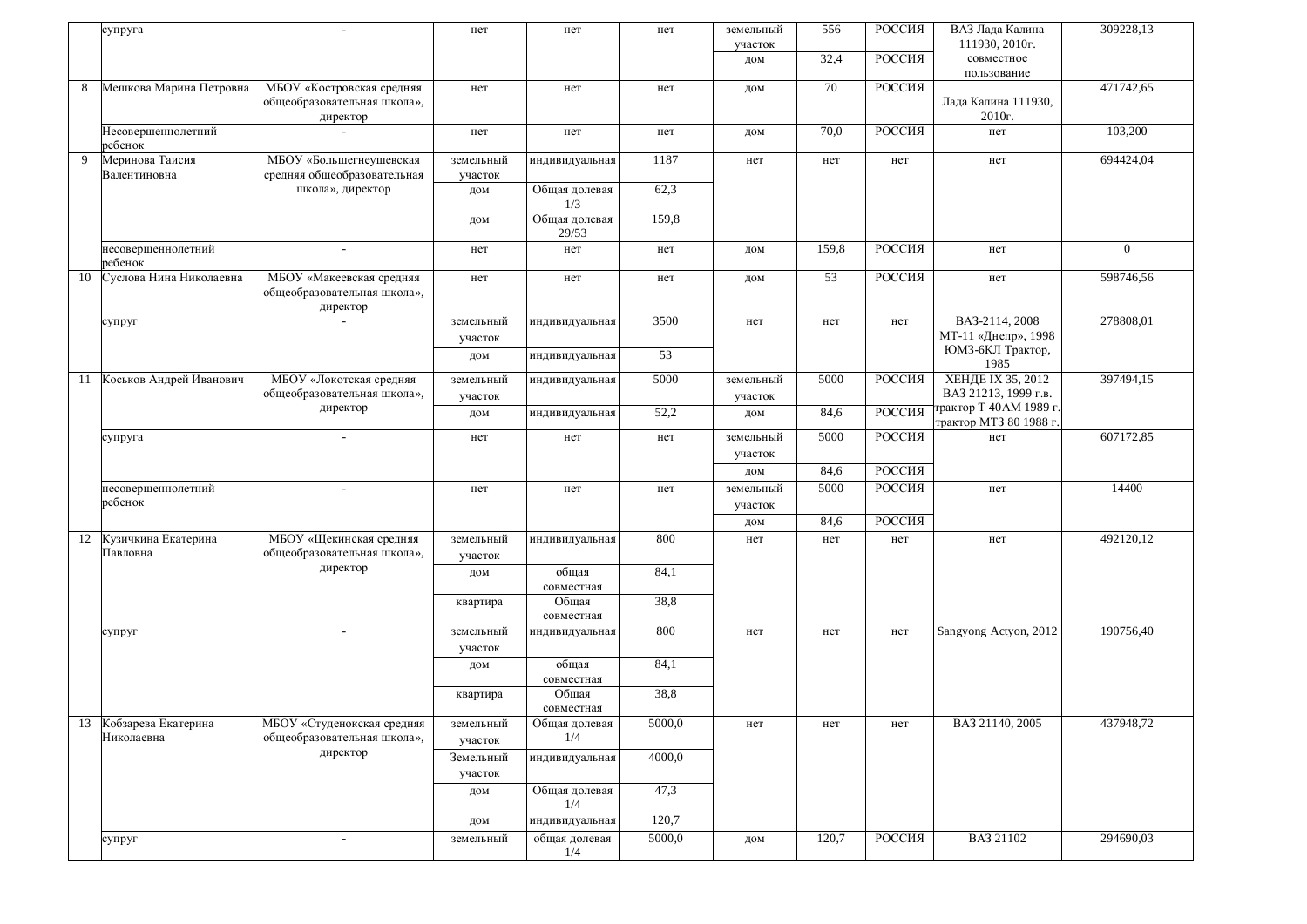| | | | | | | | | | | |
|---|---|---|---|---|---|---|---|---|---|---|
| | супруга | - | нет | нет | нет | земельный участок | 556 | РОССИЯ | ВАЗ Лада Калина 111930, 2010г. совместное пользование | 309228,13 |
| | | | | | | дом | 32,4 | РОССИЯ | | |
| 8 | Мешкова Марина Петровна | МБОУ «Костровская средняя общеобразовательная школа», директор | нет | нет | нет | дом | 70 | РОССИЯ | Лада Калина 111930, 2010г. | 471742,65 |
| | Несовершеннолетний ребенок | - | нет | нет | нет | дом | 70,0 | РОССИЯ | нет | 103,200 |
| 9 | Меринова Таисия Валентиновна | МБОУ «Большегнеушевская средняя общеобразовательная школа», директор | земельный участок | индивидуальная | 1187 | нет | нет | нет | нет | 694424,04 |
| | | | дом | Общая долевая 1/3 | 62,3 | | | | | |
| | | | дом | Общая долевая 29/53 | 159,8 | | | | | |
| | несовершеннолетний ребенок | - | нет | нет | нет | дом | 159,8 | РОССИЯ | нет | 0 |
| 10 | Суслова Нина Николаевна | МБОУ «Макеевская средняя общеобразовательная школа», директор | нет | нет | нет | дом | 53 | РОССИЯ | нет | 598746,56 |
| | супруг | - | земельный участок | индивидуальная | 3500 | нет | нет | нет | ВАЗ-2114, 2008 МТ-11 «Днепр», 1998 ЮМЗ-6КЛ Трактор, 1985 | 278808,01 |
| | | | дом | индивидуальная | 53 | | | | | |
| 11 | Коськов Андрей Иванович | МБОУ «Локотская средняя общеобразовательная школа», директор | земельный участок | индивидуальная | 5000 | земельный участок | 5000 | РОССИЯ | ХЕНДЕ IX 35, 2012 ВАЗ 21213, 1999 г.в. трактор Т 40АМ 1989 г. трактор МТЗ 80 1988 г. | 397494,15 |
| | | | дом | индивидуальная | 52,2 | дом | 84,6 | РОССИЯ | | |
| | супруга | - | нет | нет | нет | земельный участок | 5000 | РОССИЯ | нет | 607172,85 |
| | | | | | | дом | 84,6 | РОССИЯ | | |
| | несовершеннолетний ребенок | - | нет | нет | нет | земельный участок | 5000 | РОССИЯ | нет | 14400 |
| | | | | | | дом | 84,6 | РОССИЯ | | |
| 12 | Кузичкина Екатерина Павловна | МБОУ «Щекинская средняя общеобразовательная школа», директор | земельный участок | индивидуальная | 800 | нет | нет | нет | нет | 492120,12 |
| | | | дом | общая совместная | 84,1 | | | | | |
| | | | квартира | Общая совместная | 38,8 | | | | | |
| | супруг | - | земельный участок | индивидуальная | 800 | нет | нет | нет | Sangyong Actyon, 2012 | 190756,40 |
| | | | дом | общая совместная | 84,1 | | | | | |
| | | | квартира | Общая совместная | 38,8 | | | | | |
| 13 | Кобзарева Екатерина Николаевна | МБОУ «Студенокская средняя общеобразовательная школа», директор | земельный участок | Общая долевая 1/4 | 5000,0 | нет | нет | нет | ВАЗ 21140, 2005 | 437948,72 |
| | | | Земельный участок | индивидуальная | 4000,0 | | | | | |
| | | | дом | Общая долевая 1/4 | 47,3 | | | | | |
| | | | дом | индивидуальная | 120,7 | | | | | |
| | супруг | - | земельный | общая долевая 1/4 | 5000,0 | дом | 120,7 | РОССИЯ | ВАЗ 21102 | 294690,03 |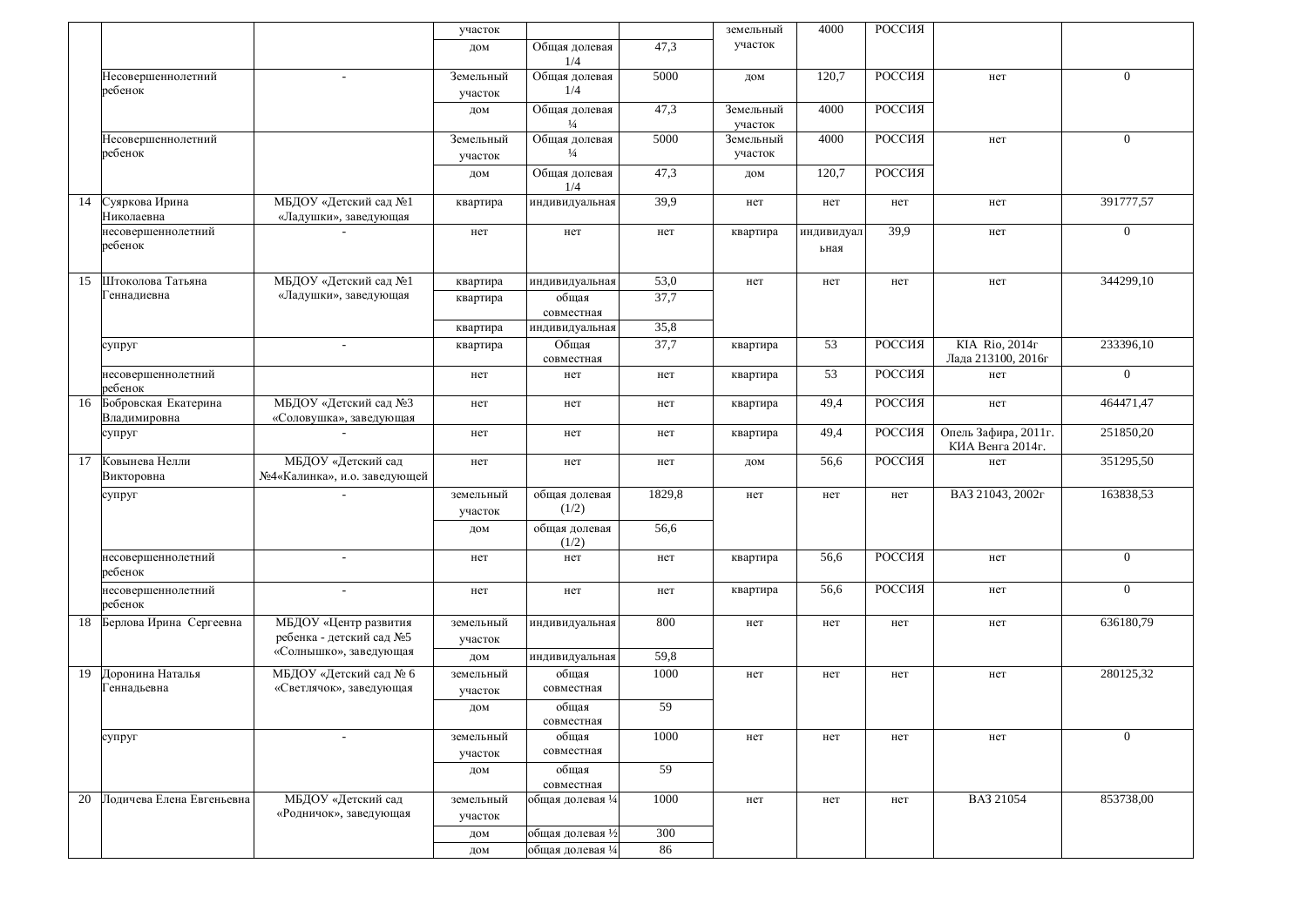| | | | | | | | | | | |
|---|---|---|---|---|---|---|---|---|---|---|
| | | | участок | | | земельный участок | 4000 | РОССИЯ | | |
| | | | дом | Общая долевая 1/4 | 47,3 | | | | | |
| | Несовершеннолетний ребенок | - | Земельный участок | Общая долевая 1/4 | 5000 | дом | 120,7 | РОССИЯ | нет | 0 |
| | | | дом | Общая долевая ¼ | 47,3 | Земельный участок | 4000 | РОССИЯ | | |
| | Несовершеннолетний ребенок | | Земельный участок | Общая долевая ¼ | 5000 | Земельный участок | 4000 | РОССИЯ | нет | 0 |
| | | | дом | Общая долевая 1/4 | 47,3 | дом | 120,7 | РОССИЯ | | |
| 14 | Суяркова Ирина Николаевна | МБДОУ «Детский сад №1 «Ладушки», заведующая | квартира | индивидуальная | 39,9 | нет | нет | нет | нет | 391777,57 |
| | несовершеннолетний ребенок | - | нет | нет | нет | квартира | индивидуальная | 39,9 | нет | 0 |
| 15 | Штоколова Татьяна Геннадиевна | МБДОУ «Детский сад №1 «Ладушки», заведующая | квартира | индивидуальная | 53,0 | нет | нет | нет | нет | 344299,10 |
| | | | квартира | общая совместная | 37,7 | | | | | |
| | | | квартира | индивидуальная | 35,8 | | | | | |
| | супруг | - | квартира | Общая совместная | 37,7 | квартира | 53 | РОССИЯ | KIA Rio, 2014г Лада 213100, 2016г | 233396,10 |
| | несовершеннолетний ребенок | | нет | нет | нет | квартира | 53 | РОССИЯ | нет | 0 |
| 16 | Бобровская Екатерина Владимировна | МБДОУ «Детский сад №3 «Соловушка», заведующая | нет | нет | нет | квартира | 49,4 | РОССИЯ | нет | 464471,47 |
| | супруг | - | нет | нет | нет | квартира | 49,4 | РОССИЯ | Опель Зафира, 2011г. КИА Венга 2014г. | 251850,20 |
| 17 | Ковынева Нелли Викторовна | МБДОУ «Детский сад №4«Калинка», и.о. заведующей | нет | нет | нет | дом | 56,6 | РОССИЯ | нет | 351295,50 |
| | супруг | - | земельный участок | общая долевая (1/2) | 1829,8 | нет | нет | нет | ВАЗ 21043, 2002г | 163838,53 |
| | | | дом | общая долевая (1/2) | 56,6 | | | | | |
| | несовершеннолетний ребенок | - | нет | нет | нет | квартира | 56,6 | РОССИЯ | нет | 0 |
| | несовершеннолетний ребенок | - | нет | нет | нет | квартира | 56,6 | РОССИЯ | нет | 0 |
| 18 | Берлова Ирина Сергеевна | МБДОУ «Центр развития ребенка - детский сад №5 «Солнышко», заведующая | земельный участок | индивидуальная | 800 | нет | нет | нет | нет | 636180,79 |
| | | | дом | индивидуальная | 59,8 | | | | | |
| 19 | Доронина Наталья Геннадьевна | МБДОУ «Детский сад № 6 «Светлячок», заведующая | земельный участок | общая совместная | 1000 | нет | нет | нет | нет | 280125,32 |
| | | | дом | общая совместная | 59 | | | | | |
| | супруг | - | земельный участок | общая совместная | 1000 | нет | нет | нет | нет | 0 |
| | | | дом | общая совместная | 59 | | | | | |
| 20 | Лодичева Елена Евгеньевна | МБДОУ «Детский сад «Родничок», заведующая | земельный участок | общая долевая ¼ | 1000 | нет | нет | нет | ВАЗ 21054 | 853738,00 |
| | | | дом | общая долевая ½ | 300 | | | | | |
| | | | дом | общая долевая ¼ | 86 | | | | | |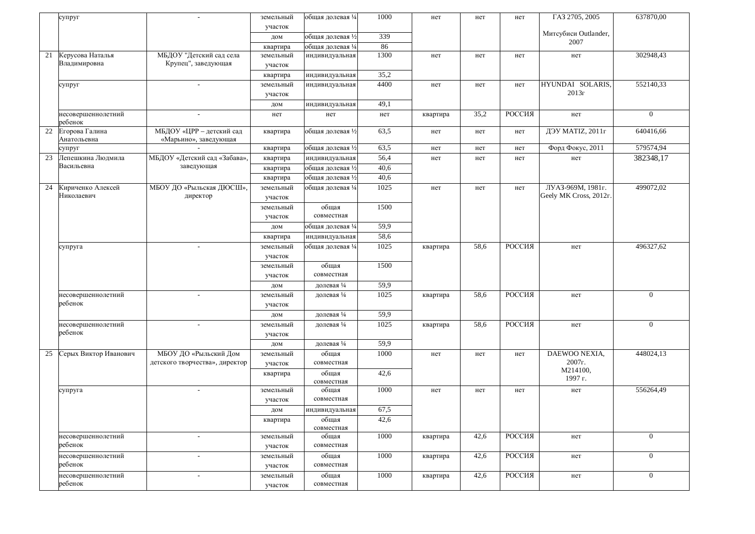| | | | | | | | | | | |
|---|---|---|---|---|---|---|---|---|---|---|
| | супруг | - | земельный участок | общая долевая ¼ | 1000 | нет | нет | нет | ГАЗ 2705, 2005 | 637870,00 |
| | | | дом | общая долевая ½ | 339 | | | | Митсубиси Outlander, 2007 | |
| | | | квартира | общая долевая ¼ | 86 | | | | | |
| 21 | Керусова Наталья Владимировна | МБДОУ "Детский сад села Крупец", заведующая | земельный участок | индивидуальная | 1300 | нет | нет | нет | нет | 302948,43 |
| | | | квартира | индивидуальная | 35,2 | | | | | |
| | супруг | - | земельный участок | индивидуальная | 4400 | нет | нет | нет | HYUNDAI SOLARIS, 2013г | 552140,33 |
| | | | дом | индивидуальная | 49,1 | | | | | |
| | несовершеннолетний ребенок | - | нет | нет | нет | квартира | 35,2 | РОССИЯ | нет | 0 |
| 22 | Егорова Галина Анатольевна | МБДОУ «ЦРР – детский сад «Марьино», заведующая | квартира | общая долевая ½ | 63,5 | нет | нет | нет | ДЭУ MATIZ, 2011г | 640416,66 |
| | супруг | - | квартира | общая долевая ½ | 63,5 | нет | нет | нет | Форд Фокус, 2011 | 579574,94 |
| 23 | Лепешкина Людмила Васильевна | МБДОУ «Детский сад «Забава», заведующая | квартира | индивидуальная | 56,4 | нет | нет | нет | нет | 382348,17 |
| | | | квартира | общая долевая ½ | 40,6 | | | | | |
| | | | квартира | общая долевая ½ | 40,6 | | | | | |
| 24 | Кириченко Алексей Николаевич | МБОУ ДО «Рыльская ДЮСШ», директор | земельный участок | общая долевая ¼ | 1025 | нет | нет | нет | ЛУАЗ-969М, 1981г. Geely MK Cross, 2012г. | 499072,02 |
| | | | земельный участок | общая совместная | 1500 | | | | | |
| | | | дом | общая долевая ¼ | 59,9 | | | | | |
| | | | квартира | индивидуальная | 58,6 | | | | | |
| | супруга | - | земельный участок | общая долевая ¼ | 1025 | квартира | 58,6 | РОССИЯ | нет | 496327,62 |
| | | | земельный участок | общая совместная | 1500 | | | | | |
| | | | дом | долевая ¼ | 59,9 | | | | | |
| | несовершеннолетний ребенок | - | земельный участок | долевая ¼ | 1025 | квартира | 58,6 | РОССИЯ | нет | 0 |
| | | | дом | долевая ¼ | 59,9 | | | | | |
| | несовершеннолетний ребенок | - | земельный участок | долевая ¼ | 1025 | квартира | 58,6 | РОССИЯ | нет | 0 |
| | | | дом | долевая ¼ | 59,9 | | | | | |
| 25 | Серых Виктор Иванович | МБОУ ДО «Рыльский Дом детского творчества», директор | земельный участок | общая совместная | 1000 | нет | нет | нет | DAEWOO NEXIA, 2007г. М214100, 1997 г. | 448024,13 |
| | | | квартира | общая совместная | 42,6 | | | | | |
| | супруга | - | земельный участок | общая совместная | 1000 | нет | нет | нет | нет | 556264,49 |
| | | | дом | индивидуальная | 67,5 | | | | | |
| | | | квартира | общая совместная | 42,6 | | | | | |
| | несовершеннолетний ребенок | - | земельный участок | общая совместная | 1000 | квартира | 42,6 | РОССИЯ | нет | 0 |
| | несовершеннолетний ребенок | - | земельный участок | общая совместная | 1000 | квартира | 42,6 | РОССИЯ | нет | 0 |
| | несовершеннолетний ребенок | - | земельный участок | общая совместная | 1000 | квартира | 42,6 | РОССИЯ | нет | 0 |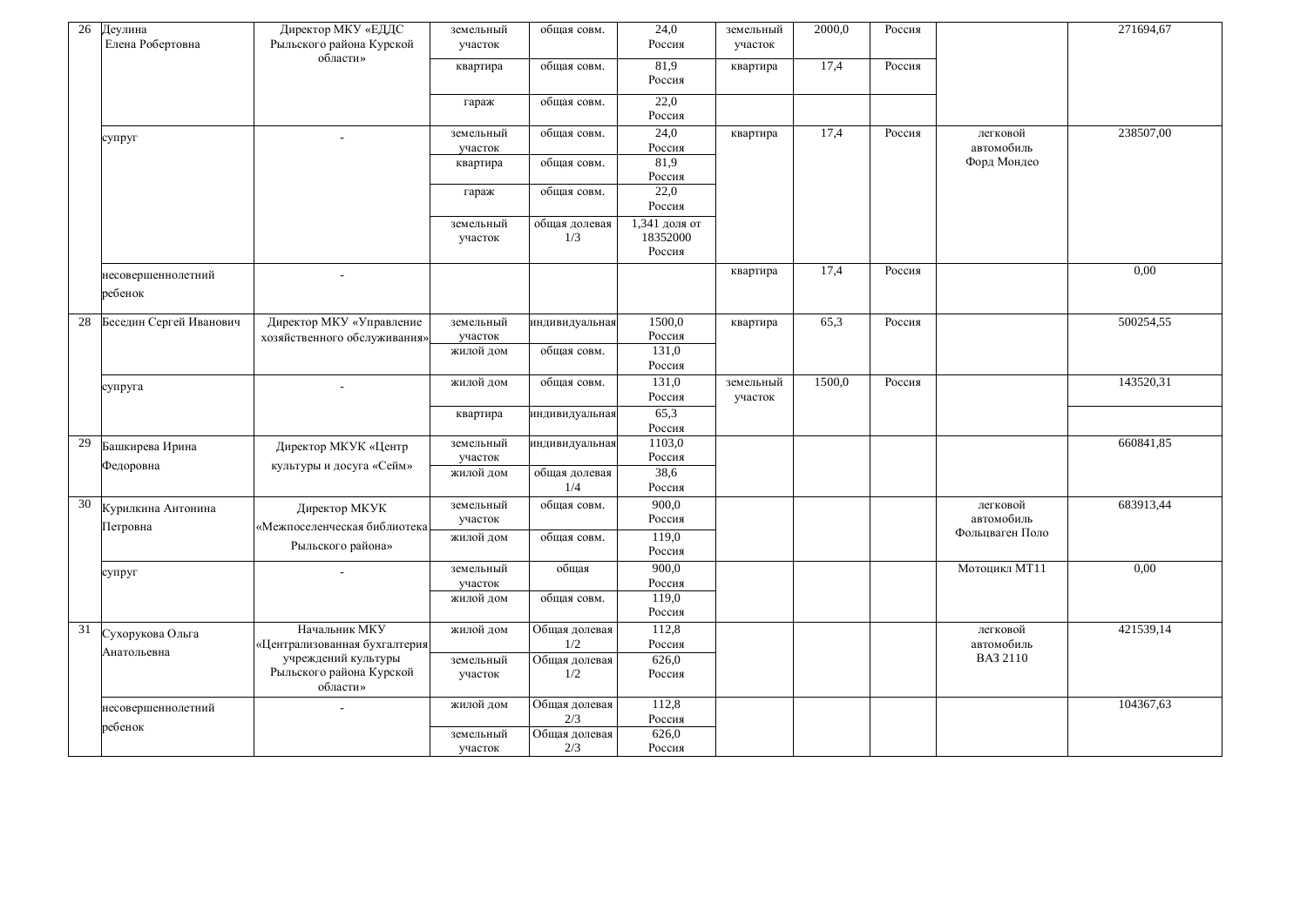| | | | | | | | | | | |
|---|---|---|---|---|---|---|---|---|---|---|
| 26 | Деулина Елена Робертовна | Директор МКУ «ЕДДС Рыльского района Курской области» | земельный участок | общая совм. | 24,0 Россия | земельный участок | 2000,0 | Россия | | 271694,67 |
| | | | квартира | общая совм. | 81,9 Россия | квартира | 17,4 | Россия | | |
| | | | гараж | общая совм. | 22,0 Россия | | | | | |
| | супруг | - | земельный участок | общая совм. | 24,0 Россия | квартира | 17,4 | Россия | легковой автомобиль Форд Мондео | 238507,00 |
| | | | квартира | общая совм. | 81,9 Россия | | | | | |
| | | | гараж | общая совм. | 22,0 Россия | | | | | |
| | | | земельный участок | общая долевая 1/3 | 1,341 доля от 18352000 Россия | | | | | |
| | несовершеннолетний ребенок | - | | | | квартира | 17,4 | Россия | | 0,00 |
| 28 | Беседин Сергей Иванович | Директор МКУ «Управление хозяйственного обслуживания» | земельный участок | индивидуальная | 1500,0 Россия | квартира | 65,3 | Россия | | 500254,55 |
| | | | жилой дом | общая совм. | 131,0 Россия | | | | | |
| | супруга | - | жилой дом | общая совм. | 131,0 Россия | земельный участок | 1500,0 | Россия | | 143520,31 |
| | | | квартира | индивидуальная | 65,3 Россия | | | | | |
| 29 | Башкирева Ирина Федоровна | Директор МКУК «Центр культуры и досуга «Сейм» | земельный участок | индивидуальная | 1103,0 Россия | | | | | 660841,85 |
| | | | жилой дом | общая долевая 1/4 | 38,6 Россия | | | | | |
| 30 | Курилкина Антонина Петровна | Директор МКУК «Межпоселенческая библиотека Рыльского района» | земельный участок | общая совм. | 900,0 Россия | | | | легковой автомобиль Фольцваген Поло | 683913,44 |
| | | | жилой дом | общая совм. | 119,0 Россия | | | | | |
| | супруг | - | земельный участок | общая | 900,0 Россия | | | | Мотоцикл МТ11 | 0,00 |
| | | | жилой дом | общая совм. | 119,0 Россия | | | | | |
| 31 | Сухорукова Ольга Анатольевна | Начальник МКУ «Централизованная бухгалтерия учреждений культуры Рыльского района Курской области» | жилой дом | Общая долевая 1/2 | 112,8 Россия | | | | легковой автомобиль ВАЗ 2110 | 421539,14 |
| | | | земельный участок | Общая долевая 1/2 | 626,0 Россия | | | | | |
| | несовершеннолетний ребенок | - | жилой дом | Общая долевая 2/3 | 112,8 Россия | | | | | 104367,63 |
| | | | земельный участок | Общая долевая 2/3 | 626,0 Россия | | | | | |